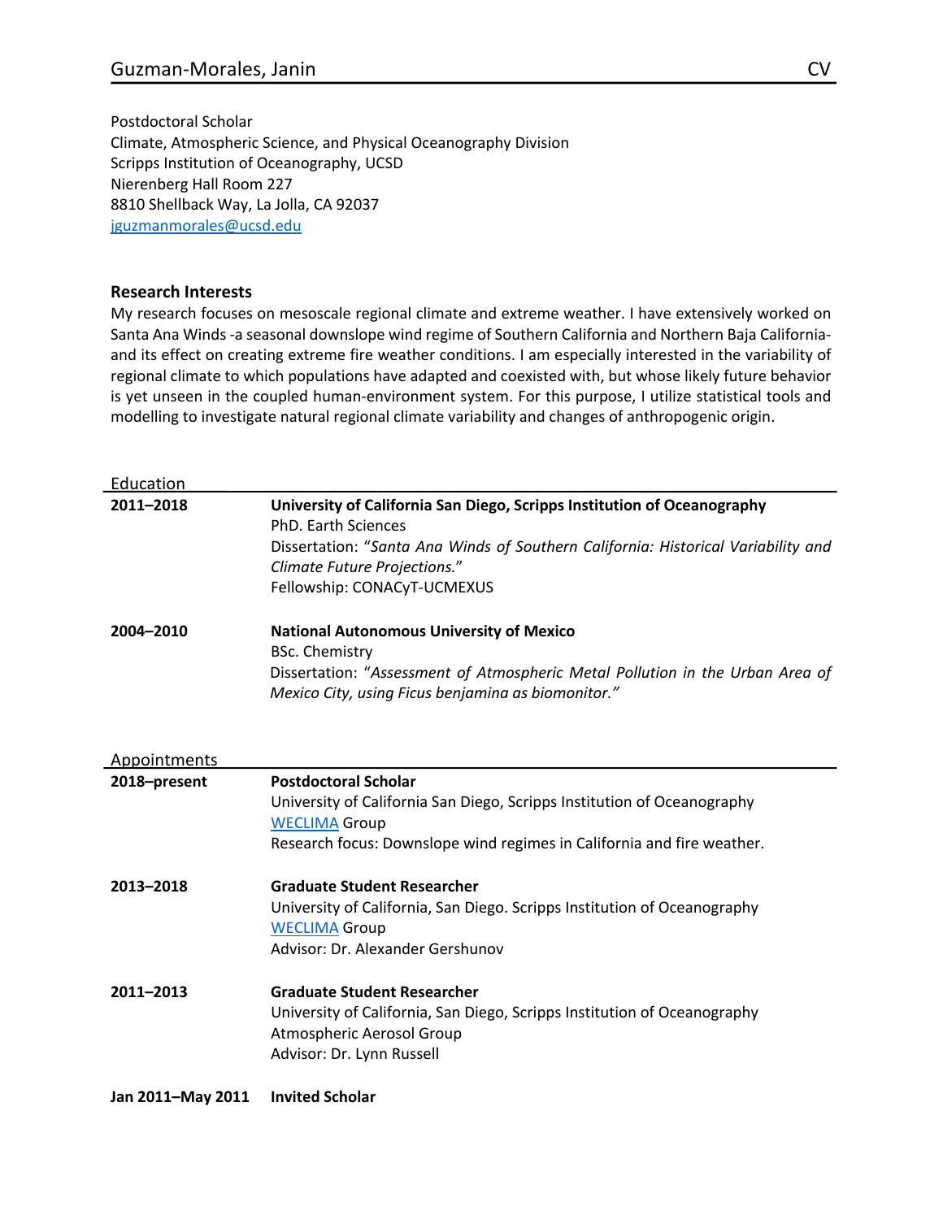Postdoctoral Scholar
Climate, Atmospheric Science, and Physical Oceanography Division
Scripps Institution of Oceanography, UCSD
Nierenberg Hall Room 227
8810 Shellback Way, La Jolla, CA 92037
[jguzmanmorales@ucsd.edu](mailto:jguzmanmorales@ucsd.edu)

## Research Interests

My research focuses on mesoscale regional climate and extreme weather. I have extensively worked on Santa Ana Winds -a seasonal downslope wind regime of Southern California and Northern Baja California- and its effect on creating extreme fire weather conditions. I am especially interested in the variability of regional climate to which populations have adapted and coexisted with, but whose likely future behavior is yet unseen in the coupled human-environment system. For this purpose, I utilize statistical tools and modelling to investigate natural regional climate variability and changes of anthropogenic origin.

## Education

**2011–2018** — **University of California San Diego, Scripps Institution of Oceanography**
PhD. Earth Sciences
Dissertation: "*Santa Ana Winds of Southern California: Historical Variability and Climate Future Projections.*"
Fellowship: CONACyT-UCMEXUS

**2004–2010** — **National Autonomous University of Mexico**
BSc. Chemistry
Dissertation: "*Assessment of Atmospheric Metal Pollution in the Urban Area of Mexico City, using Ficus benjamina as biomonitor.*"

## Appointments

**2018–present** — **Postdoctoral Scholar**
University of California San Diego, Scripps Institution of Oceanography
WECLIMA Group
Research focus: Downslope wind regimes in California and fire weather.

**2013–2018** — **Graduate Student Researcher**
University of California, San Diego. Scripps Institution of Oceanography
WECLIMA Group
Advisor: Dr. Alexander Gershunov

**2011–2013** — **Graduate Student Researcher**
University of California, San Diego, Scripps Institution of Oceanography
Atmospheric Aerosol Group
Advisor: Dr. Lynn Russell

**Jan 2011–May 2011** — **Invited Scholar**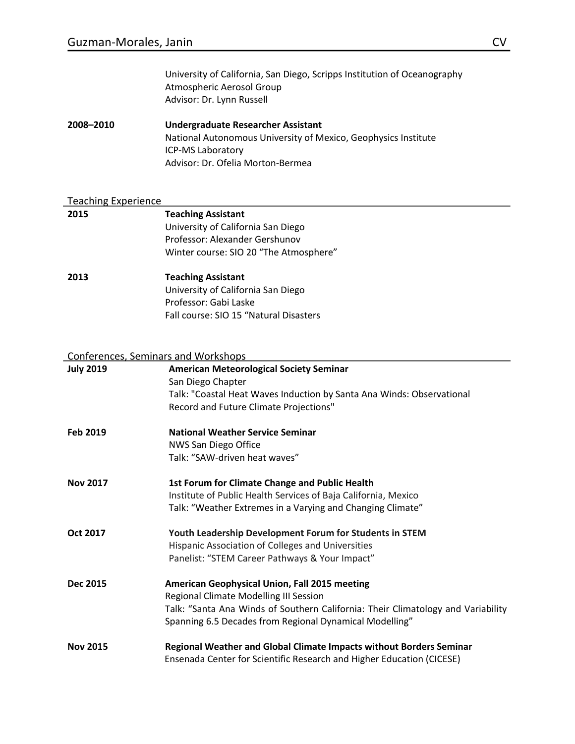University of California, San Diego, Scripps Institution of Oceanography
Atmospheric Aerosol Group
Advisor: Dr. Lynn Russell

**2008–2010** **Undergraduate Researcher Assistant**
National Autonomous University of Mexico, Geophysics Institute
ICP-MS Laboratory
Advisor: Dr. Ofelia Morton-Bermea

## Teaching Experience

**2015** **Teaching Assistant**
University of California San Diego
Professor: Alexander Gershunov
Winter course: SIO 20 "The Atmosphere"

**2013** **Teaching Assistant**
University of California San Diego
Professor: Gabi Laske
Fall course: SIO 15 "Natural Disasters

## Conferences, Seminars and Workshops

**July 2019** **American Meteorological Society Seminar**
San Diego Chapter
Talk: "Coastal Heat Waves Induction by Santa Ana Winds: Observational Record and Future Climate Projections"

**Feb 2019** **National Weather Service Seminar**
NWS San Diego Office
Talk: "SAW-driven heat waves"

**Nov 2017** **1st Forum for Climate Change and Public Health**
Institute of Public Health Services of Baja California, Mexico
Talk: "Weather Extremes in a Varying and Changing Climate"

**Oct 2017** **Youth Leadership Development Forum for Students in STEM**
Hispanic Association of Colleges and Universities
Panelist: "STEM Career Pathways & Your Impact"

**Dec 2015** **American Geophysical Union, Fall 2015 meeting**
Regional Climate Modelling III Session
Talk: "Santa Ana Winds of Southern California: Their Climatology and Variability Spanning 6.5 Decades from Regional Dynamical Modelling"

**Nov 2015** **Regional Weather and Global Climate Impacts without Borders Seminar**
Ensenada Center for Scientific Research and Higher Education (CICESE)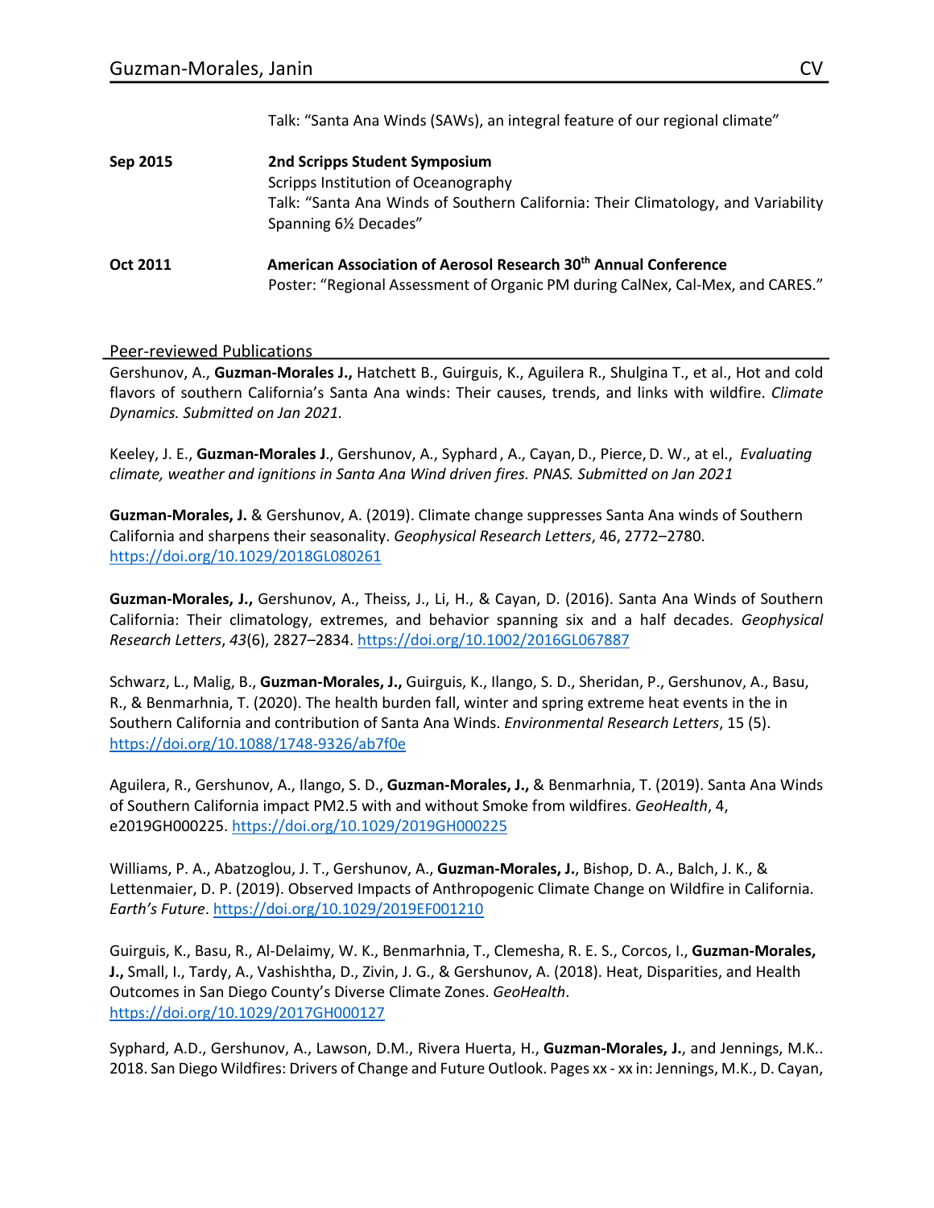Talk: "Santa Ana Winds (SAWs), an integral feature of our regional climate"

**Sep 2015** — **2nd Scripps Student Symposium**
Scripps Institution of Oceanography
Talk: "Santa Ana Winds of Southern California: Their Climatology, and Variability Spanning 6½ Decades"

**Oct 2011** — **American Association of Aerosol Research 30th Annual Conference**
Poster: "Regional Assessment of Organic PM during CalNex, Cal-Mex, and CARES."

## Peer-reviewed Publications

Gershunov, A., **Guzman-Morales J.,** Hatchett B., Guirguis, K., Aguilera R., Shulgina T., et al., Hot and cold flavors of southern California's Santa Ana winds: Their causes, trends, and links with wildfire. *Climate Dynamics. Submitted on Jan 2021.*

Keeley, J. E., **Guzman-Morales J**., Gershunov, A., Syphard, A., Cayan, D., Pierce, D. W., at el., *Evaluating climate, weather and ignitions in Santa Ana Wind driven fires. PNAS. Submitted on Jan 2021*

**Guzman-Morales, J.** & Gershunov, A. (2019). Climate change suppresses Santa Ana winds of Southern California and sharpens their seasonality. *Geophysical Research Letters*, 46, 2772–2780. https://doi.org/10.1029/2018GL080261

**Guzman-Morales, J.,** Gershunov, A., Theiss, J., Li, H., & Cayan, D. (2016). Santa Ana Winds of Southern California: Their climatology, extremes, and behavior spanning six and a half decades. *Geophysical Research Letters*, *43*(6), 2827–2834. https://doi.org/10.1002/2016GL067887

Schwarz, L., Malig, B., **Guzman-Morales, J.,** Guirguis, K., Ilango, S. D., Sheridan, P., Gershunov, A., Basu, R., & Benmarhnia, T. (2020). The health burden fall, winter and spring extreme heat events in the in Southern California and contribution of Santa Ana Winds. *Environmental Research Letters*, 15 (5). https://doi.org/10.1088/1748-9326/ab7f0e

Aguilera, R., Gershunov, A., Ilango, S. D., **Guzman-Morales, J.,** & Benmarhnia, T. (2019). Santa Ana Winds of Southern California impact PM2.5 with and without Smoke from wildfires. *GeoHealth*, 4, e2019GH000225. https://doi.org/10.1029/2019GH000225

Williams, P. A., Abatzoglou, J. T., Gershunov, A., **Guzman-Morales, J.**, Bishop, D. A., Balch, J. K., & Lettenmaier, D. P. (2019). Observed Impacts of Anthropogenic Climate Change on Wildfire in California. *Earth's Future*. https://doi.org/10.1029/2019EF001210

Guirguis, K., Basu, R., Al-Delaimy, W. K., Benmarhnia, T., Clemesha, R. E. S., Corcos, I., **Guzman-Morales, J.,** Small, I., Tardy, A., Vashishtha, D., Zivin, J. G., & Gershunov, A. (2018). Heat, Disparities, and Health Outcomes in San Diego County's Diverse Climate Zones. *GeoHealth*. https://doi.org/10.1029/2017GH000127

Syphard, A.D., Gershunov, A., Lawson, D.M., Rivera Huerta, H., **Guzman-Morales, J.**, and Jennings, M.K.. 2018. San Diego Wildfires: Drivers of Change and Future Outlook. Pages xx - xx in: Jennings, M.K., D. Cayan,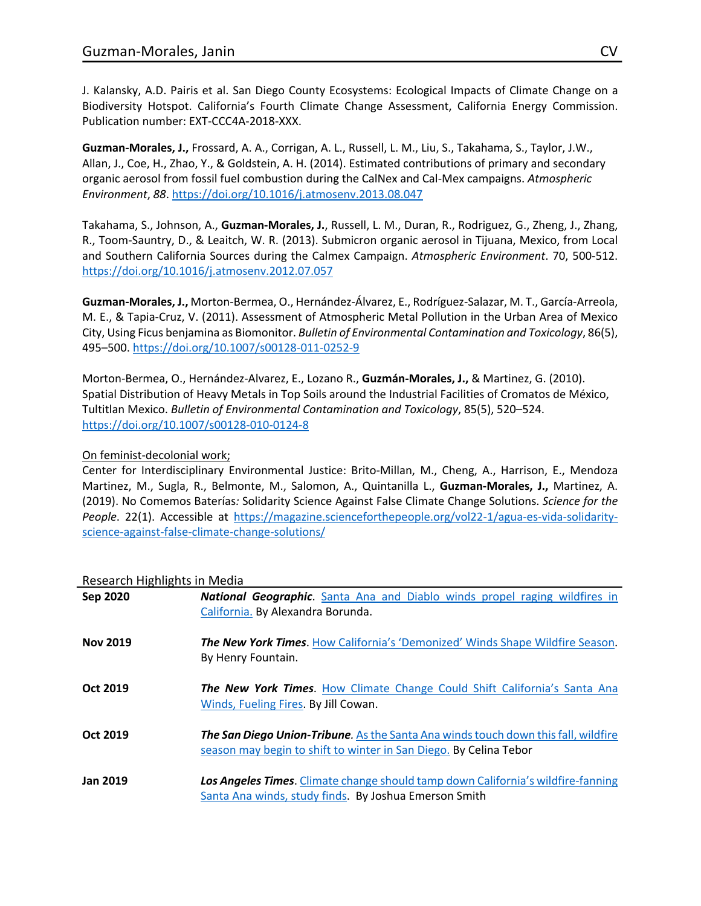J. Kalansky, A.D. Pairis et al. San Diego County Ecosystems: Ecological Impacts of Climate Change on a Biodiversity Hotspot. California's Fourth Climate Change Assessment, California Energy Commission. Publication number: EXT-CCC4A-2018-XXX.

**Guzman-Morales, J.,** Frossard, A. A., Corrigan, A. L., Russell, L. M., Liu, S., Takahama, S., Taylor, J.W., Allan, J., Coe, H., Zhao, Y., & Goldstein, A. H. (2014). Estimated contributions of primary and secondary organic aerosol from fossil fuel combustion during the CalNex and Cal-Mex campaigns. *Atmospheric Environment*, *88*. [https://doi.org/10.1016/j.atmosenv.2013.08.047](https://doi.org/10.1016/j.atmosenv.2013.08.047)

Takahama, S., Johnson, A., **Guzman-Morales, J.**, Russell, L. M., Duran, R., Rodriguez, G., Zheng, J., Zhang, R., Toom-Sauntry, D., & Leaitch, W. R. (2013). Submicron organic aerosol in Tijuana, Mexico, from Local and Southern California Sources during the Calmex Campaign. *Atmospheric Environment*. 70, 500-512. [https://doi.org/10.1016/j.atmosenv.2012.07.057](https://doi.org/10.1016/j.atmosenv.2012.07.057)

**Guzman-Morales, J.,** Morton-Bermea, O., Hernández-Álvarez, E., Rodríguez-Salazar, M. T., García-Arreola, M. E., & Tapia-Cruz, V. (2011). Assessment of Atmospheric Metal Pollution in the Urban Area of Mexico City, Using Ficus benjamina as Biomonitor. *Bulletin of Environmental Contamination and Toxicology*, 86(5), 495–500. [https://doi.org/10.1007/s00128-011-0252-9](https://doi.org/10.1007/s00128-011-0252-9)

Morton-Bermea, O., Hernández-Alvarez, E., Lozano R., **Guzmán-Morales, J.,** & Martinez, G. (2010). Spatial Distribution of Heavy Metals in Top Soils around the Industrial Facilities of Cromatos de México, Tultitlan Mexico. *Bulletin of Environmental Contamination and Toxicology*, 85(5), 520–524. [https://doi.org/10.1007/s00128-010-0124-8](https://doi.org/10.1007/s00128-010-0124-8)

On feminist-decolonial work;

Center for Interdisciplinary Environmental Justice: Brito-Millan, M., Cheng, A., Harrison, E., Mendoza Martinez, M., Sugla, R., Belmonte, M., Salomon, A., Quintanilla L., **Guzman-Morales, J.,** Martinez, A. (2019). No Comemos Baterías*:* Solidarity Science Against False Climate Change Solutions. *Science for the People*. 22(1). Accessible at [https://magazine.scienceforthepeople.org/vol22-1/agua-es-vida-solidarity-science-against-false-climate-change-solutions/](https://magazine.scienceforthepeople.org/vol22-1/agua-es-vida-solidarity-science-against-false-climate-change-solutions/)

## Research Highlights in Media

| | |
|---|---|
| **Sep 2020** | ***National Geographic***. Santa Ana and Diablo winds propel raging wildfires in California. By Alexandra Borunda. |
| **Nov 2019** | ***The New York Times***. How California's 'Demonized' Winds Shape Wildfire Season. By Henry Fountain. |
| **Oct 2019** | ***The New York Times***. How Climate Change Could Shift California's Santa Ana Winds, Fueling Fires. By Jill Cowan. |
| **Oct 2019** | ***The San Diego Union-Tribune***. As the Santa Ana winds touch down this fall, wildfire season may begin to shift to winter in San Diego. By Celina Tebor |
| **Jan 2019** | ***Los Angeles Times***. Climate change should tamp down California's wildfire-fanning Santa Ana winds, study finds. By Joshua Emerson Smith |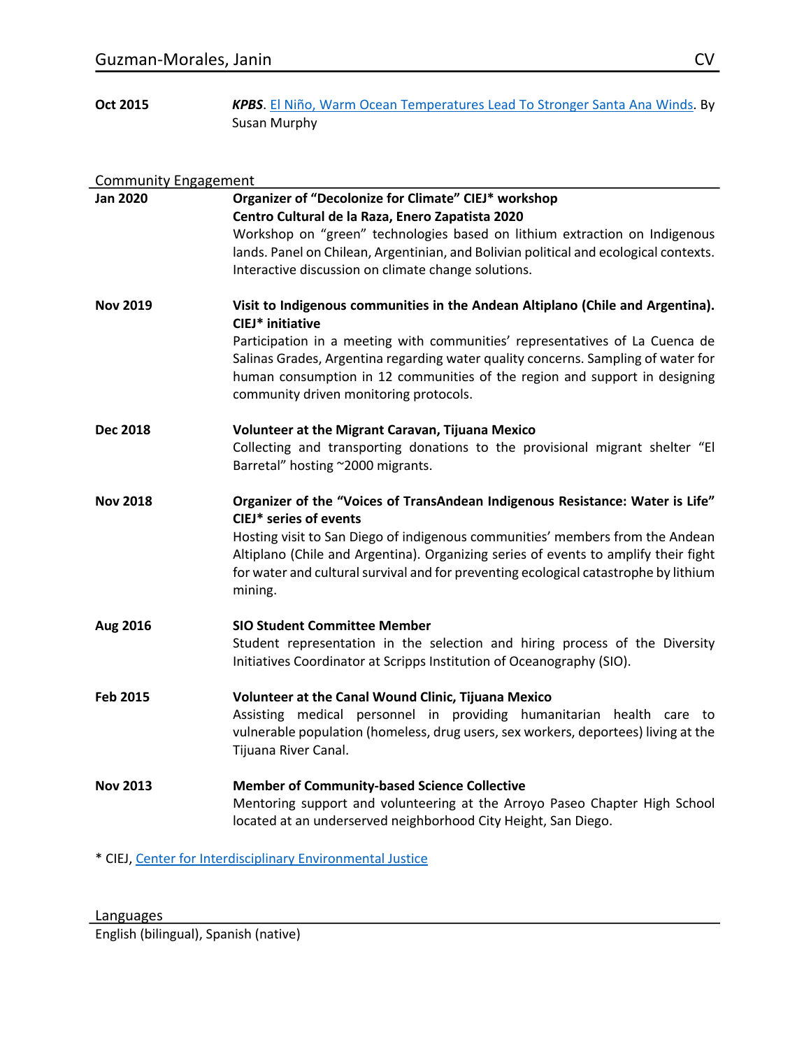**Oct 2015** — ***KPBS***. [El Niño, Warm Ocean Temperatures Lead To Stronger Santa Ana Winds](). By Susan Murphy

## Community Engagement

**Jan 2020** — **Organizer of "Decolonize for Climate" CIEJ* workshop**
**Centro Cultural de la Raza, Enero Zapatista 2020**
Workshop on "green" technologies based on lithium extraction on Indigenous lands. Panel on Chilean, Argentinian, and Bolivian political and ecological contexts. Interactive discussion on climate change solutions.

**Nov 2019** — **Visit to Indigenous communities in the Andean Altiplano (Chile and Argentina). CIEJ* initiative**
Participation in a meeting with communities' representatives of La Cuenca de Salinas Grades, Argentina regarding water quality concerns. Sampling of water for human consumption in 12 communities of the region and support in designing community driven monitoring protocols.

**Dec 2018** — **Volunteer at the Migrant Caravan, Tijuana Mexico**
Collecting and transporting donations to the provisional migrant shelter "El Barretal" hosting ~2000 migrants.

**Nov 2018** — **Organizer of the "Voices of TransAndean Indigenous Resistance: Water is Life" CIEJ* series of events**
Hosting visit to San Diego of indigenous communities' members from the Andean Altiplano (Chile and Argentina). Organizing series of events to amplify their fight for water and cultural survival and for preventing ecological catastrophe by lithium mining.

**Aug 2016** — **SIO Student Committee Member**
Student representation in the selection and hiring process of the Diversity Initiatives Coordinator at Scripps Institution of Oceanography (SIO).

**Feb 2015** — **Volunteer at the Canal Wound Clinic, Tijuana Mexico**
Assisting medical personnel in providing humanitarian health care to vulnerable population (homeless, drug users, sex workers, deportees) living at the Tijuana River Canal.

**Nov 2013** — **Member of Community-based Science Collective**
Mentoring support and volunteering at the Arroyo Paseo Chapter High School located at an underserved neighborhood City Height, San Diego.

* CIEJ, [Center for Interdisciplinary Environmental Justice]()

## Languages

English (bilingual), Spanish (native)